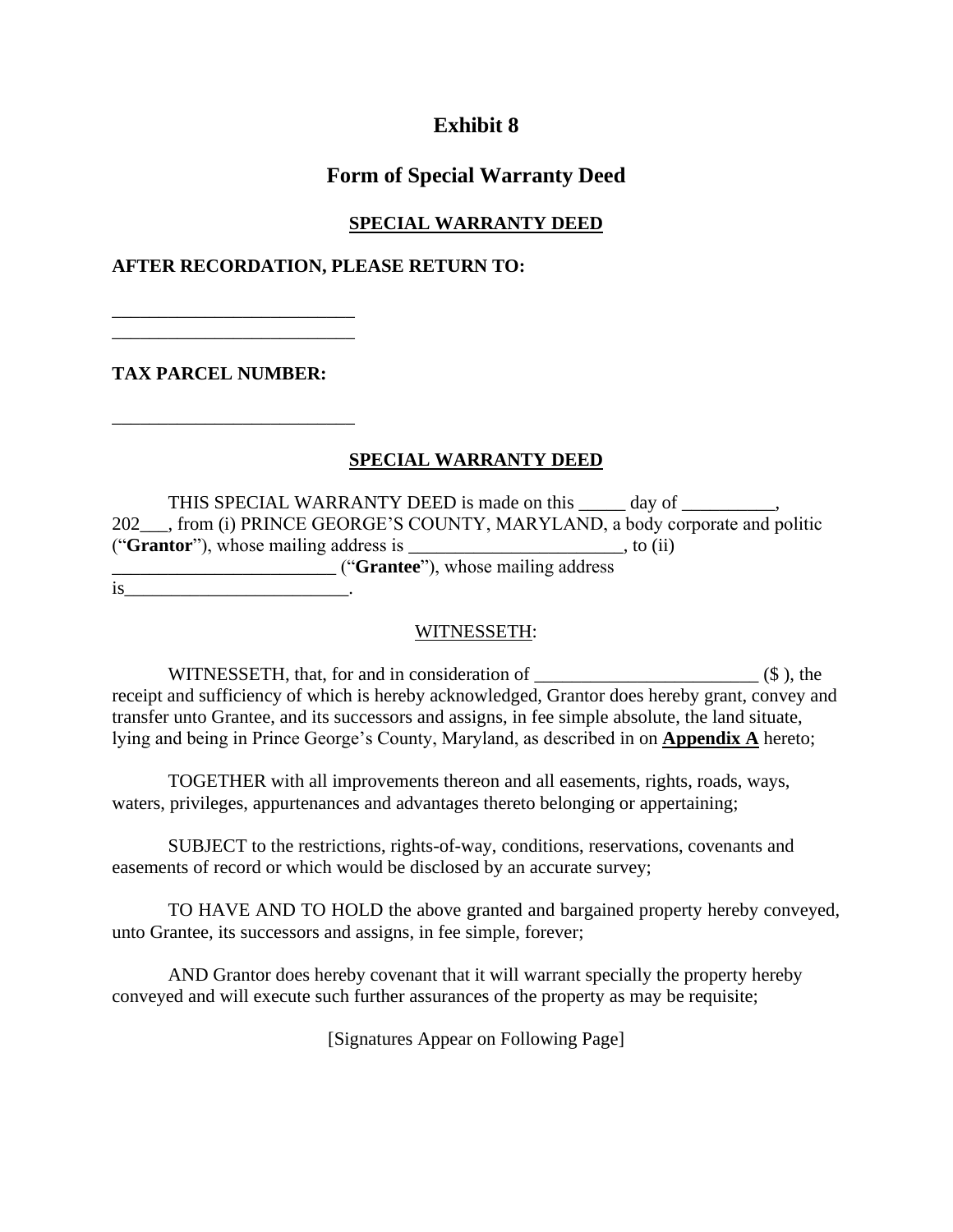# Exhibit 8

## Form of Special Warranty Deed

**SPECIAL WARRANTY DEED**

**AFTER RECORDATION, PLEASE RETURN TO:**

__________________________
__________________________

**TAX PARCEL NUMBER:**

__________________________

**SPECIAL WARRANTY DEED**

THIS SPECIAL WARRANTY DEED is made on this _____ day of __________, 202___, from (i) PRINCE GEORGE'S COUNTY, MARYLAND, a body corporate and politic ("**Grantor**"), whose mailing address is _______________________, to (ii) ________________________ ("**Grantee**"), whose mailing address is________________________.

WITNESSETH:

WITNESSETH, that, for and in consideration of ________________________ ($ ), the receipt and sufficiency of which is hereby acknowledged, Grantor does hereby grant, convey and transfer unto Grantee, and its successors and assigns, in fee simple absolute, the land situate, lying and being in Prince George's County, Maryland, as described in on **Appendix A** hereto;

TOGETHER with all improvements thereon and all easements, rights, roads, ways, waters, privileges, appurtenances and advantages thereto belonging or appertaining;

SUBJECT to the restrictions, rights-of-way, conditions, reservations, covenants and easements of record or which would be disclosed by an accurate survey;

TO HAVE AND TO HOLD the above granted and bargained property hereby conveyed, unto Grantee, its successors and assigns, in fee simple, forever;

AND Grantor does hereby covenant that it will warrant specially the property hereby conveyed and will execute such further assurances of the property as may be requisite;

[Signatures Appear on Following Page]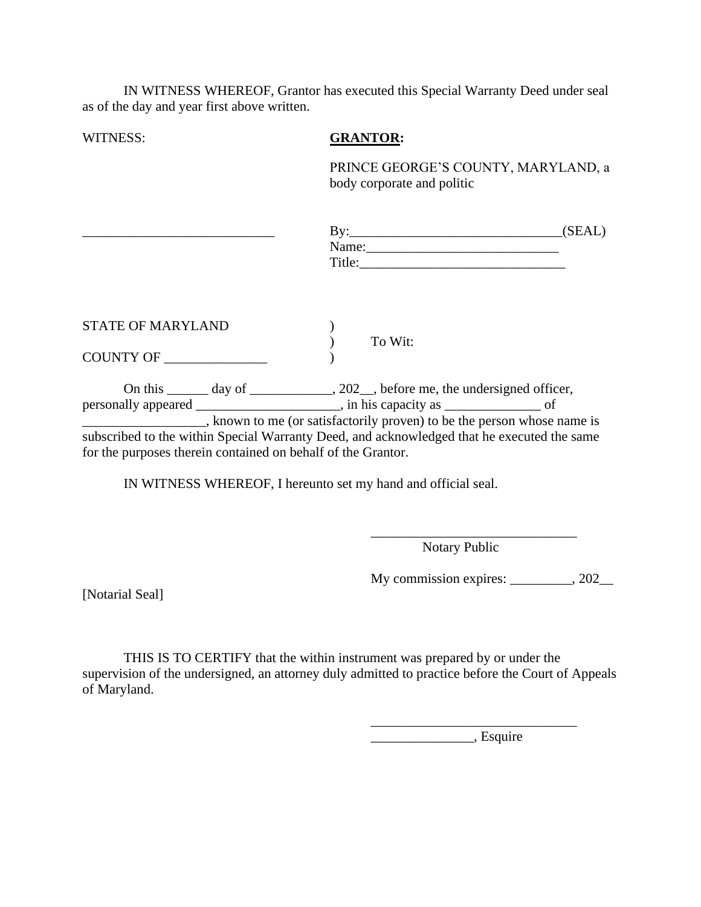IN WITNESS WHEREOF, Grantor has executed this Special Warranty Deed under seal as of the day and year first above written.

WITNESS: **GRANTOR:**

PRINCE GEORGE'S COUNTY, MARYLAND, a body corporate and politic

____________________________

By:_______________________________(SEAL)
Name:_____________________________
Title:______________________________

STATE OF MARYLAND )
) To Wit:
COUNTY OF _______________ )

On this ______ day of ____________, 202__, before me, the undersigned officer, personally appeared _____________________, in his capacity as ______________ of __________________, known to me (or satisfactorily proven) to be the person whose name is subscribed to the within Special Warranty Deed, and acknowledged that he executed the same for the purposes therein contained on behalf of the Grantor.

IN WITNESS WHEREOF, I hereunto set my hand and official seal.

______________________________
Notary Public

My commission expires: _________, 202__

[Notarial Seal]

THIS IS TO CERTIFY that the within instrument was prepared by or under the supervision of the undersigned, an attorney duly admitted to practice before the Court of Appeals of Maryland.

______________________________
_______________, Esquire